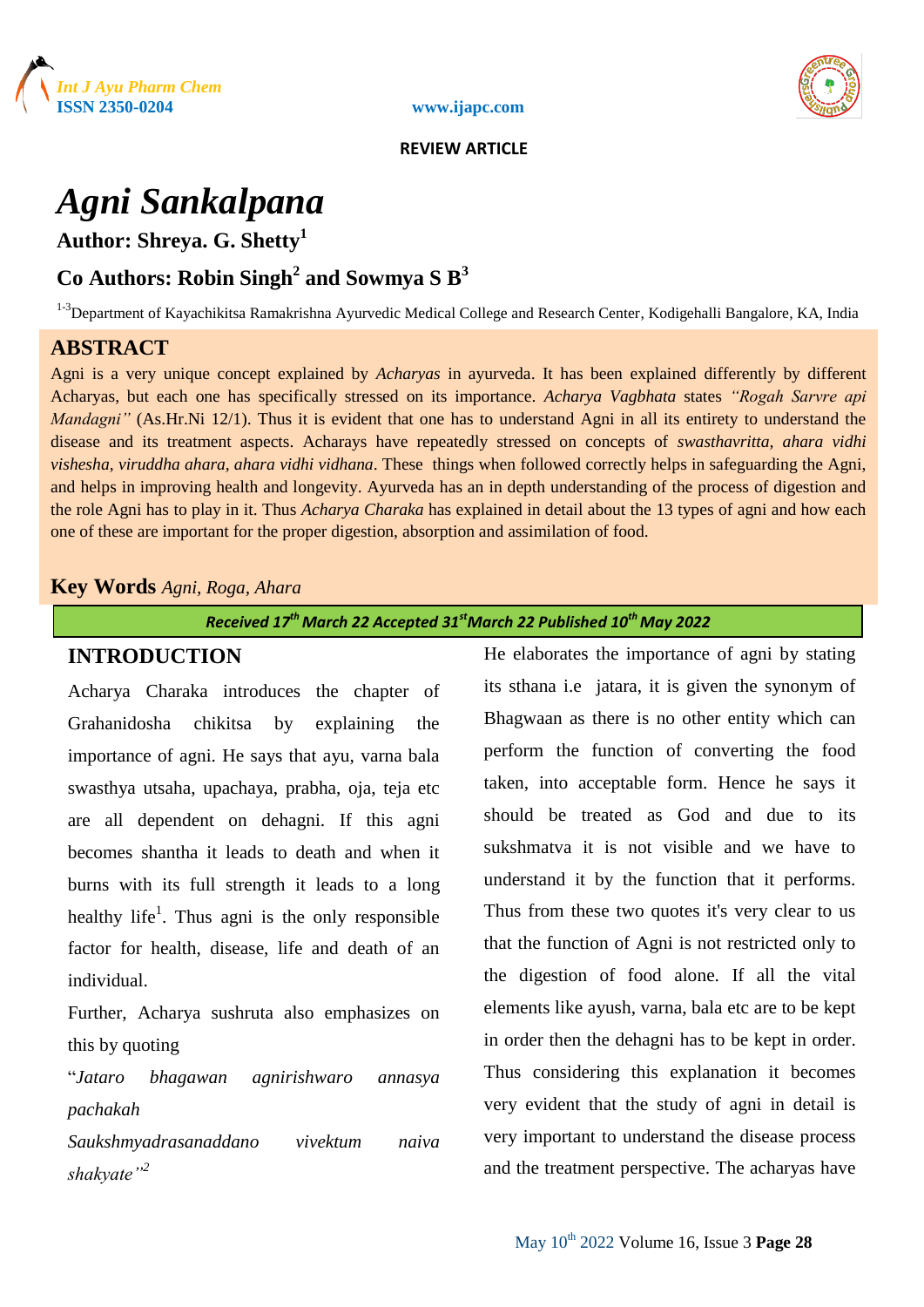**REVIEW ARTICLE**

# *Agni Sankalpana*

## Author: Shreya. G. Shetty[1]

## Co Authors: Robin Singh[2] and Sowmya S B[3]

[1-3]Department of Kayachikitsa Ramakrishna Ayurvedic Medical College and Research Center, Kodigehalli Bangalore, KA, India

## ABSTRACT

Agni is a very unique concept explained by *Acharyas* in ayurveda. It has been explained differently by different Acharyas, but each one has specifically stressed on its importance. *Acharya Vagbhata* states *"Rogah Sarvre api Mandagni"* (As.Hr.Ni 12/1). Thus it is evident that one has to understand Agni in all its entirety to understand the disease and its treatment aspects. Acharays have repeatedly stressed on concepts of *swasthavritta, ahara vidhi vishesha, viruddha ahara, ahara vidhi vidhana*. These things when followed correctly helps in safeguarding the Agni, and helps in improving health and longevity. Ayurveda has an in depth understanding of the process of digestion and the role Agni has to play in it. Thus *Acharya Charaka* has explained in detail about the 13 types of agni and how each one of these are important for the proper digestion, absorption and assimilation of food.

**Key Words** *Agni, Roga, Ahara*

*Received 17th March 22 Accepted 31stMarch 22 Published 10th May 2022*

## INTRODUCTION

Acharya Charaka introduces the chapter of Grahanidosha chikitsa by explaining the importance of agni. He says that ayu, varna bala swasthya utsaha, upachaya, prabha, oja, teja etc are all dependent on dehagni. If this agni becomes shantha it leads to death and when it burns with its full strength it leads to a long healthy life[1]. Thus agni is the only responsible factor for health, disease, life and death of an individual.

Further, Acharya sushruta also emphasizes on this by quoting

"*Jataro bhagawan agnirishwaro annasya pachakah*
*Saukshmyadrasanaddano vivektum naiva shakyate*"[2]

He elaborates the importance of agni by stating its sthana i.e jatara, it is given the synonym of Bhagwaan as there is no other entity which can perform the function of converting the food taken, into acceptable form. Hence he says it should be treated as God and due to its sukshmatva it is not visible and we have to understand it by the function that it performs. Thus from these two quotes it's very clear to us that the function of Agni is not restricted only to the digestion of food alone. If all the vital elements like ayush, varna, bala etc are to be kept in order then the dehagni has to be kept in order. Thus considering this explanation it becomes very evident that the study of agni in detail is very important to understand the disease process and the treatment perspective. The acharyas have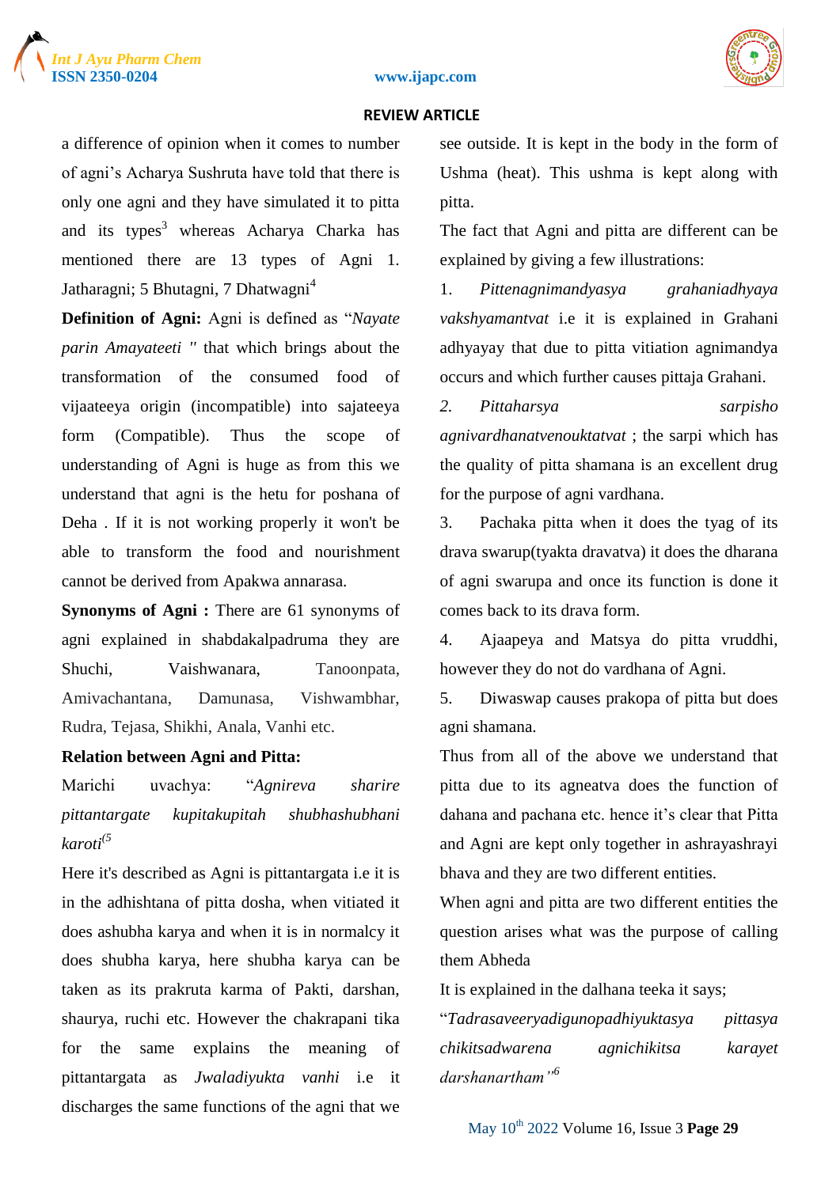a difference of opinion when it comes to number of agni's Acharya Sushruta have told that there is only one agni and they have simulated it to pitta and its types[3] whereas Acharya Charka has mentioned there are 13 types of Agni 1. Jatharagni; 5 Bhutagni, 7 Dhatwagni[4]

**Definition of Agni:** Agni is defined as "*Nayate parin Amayateeti* " that which brings about the transformation of the consumed food of vijaateeya origin (incompatible) into sajateeya form (Compatible). Thus the scope of understanding of Agni is huge as from this we understand that agni is the hetu for poshana of Deha . If it is not working properly it won't be able to transform the food and nourishment cannot be derived from Apakwa annarasa.

**Synonyms of Agni :** There are 61 synonyms of agni explained in shabdakalpadruma they are Shuchi, Vaishwanara, Tanoonpata, Amivachantana, Damunasa, Vishwambhar, Rudra, Tejasa, Shikhi, Anala, Vanhi etc.

**Relation between Agni and Pitta:**

Marichi uvachya: "*Agnireva sharire pittantargate kupitakupitah shubhashubhani karoti*[5]

Here it's described as Agni is pittantargata i.e it is in the adhishtana of pitta dosha, when vitiated it does ashubha karya and when it is in normalcy it does shubha karya, here shubha karya can be taken as its prakruta karma of Pakti, darshan, shaurya, ruchi etc. However the chakrapani tika for the same explains the meaning of pittantargata as *Jwaladiyukta vanhi* i.e it discharges the same functions of the agni that we see outside. It is kept in the body in the form of Ushma (heat). This ushma is kept along with pitta.

The fact that Agni and pitta are different can be explained by giving a few illustrations:

1. *Pittenagnimandyasya grahaniadhyaya vakshyamantvat* i.e it is explained in Grahani adhyayay that due to pitta vitiation agnimandya occurs and which further causes pittaja Grahani.
2. *Pittaharsya sarpisho agnivardhanatvenouktatvat* ; the sarpi which has the quality of pitta shamana is an excellent drug for the purpose of agni vardhana.
3. Pachaka pitta when it does the tyag of its drava swarup(tyakta dravatva) it does the dharana of agni swarupa and once its function is done it comes back to its drava form.
4. Ajaapeya and Matsya do pitta vruddhi, however they do not do vardhana of Agni.
5. Diwaswap causes prakopa of pitta but does agni shamana.

Thus from all of the above we understand that pitta due to its agneatva does the function of dahana and pachana etc. hence it's clear that Pitta and Agni are kept only together in ashrayashrayi bhava and they are two different entities.

When agni and pitta are two different entities the question arises what was the purpose of calling them Abheda

It is explained in the dalhana teeka it says;

"*Tadrasaveeryadigunopadhiyuktasya pittasya chikitsadwarena agnichikitsa karayet darshanartham*"[6]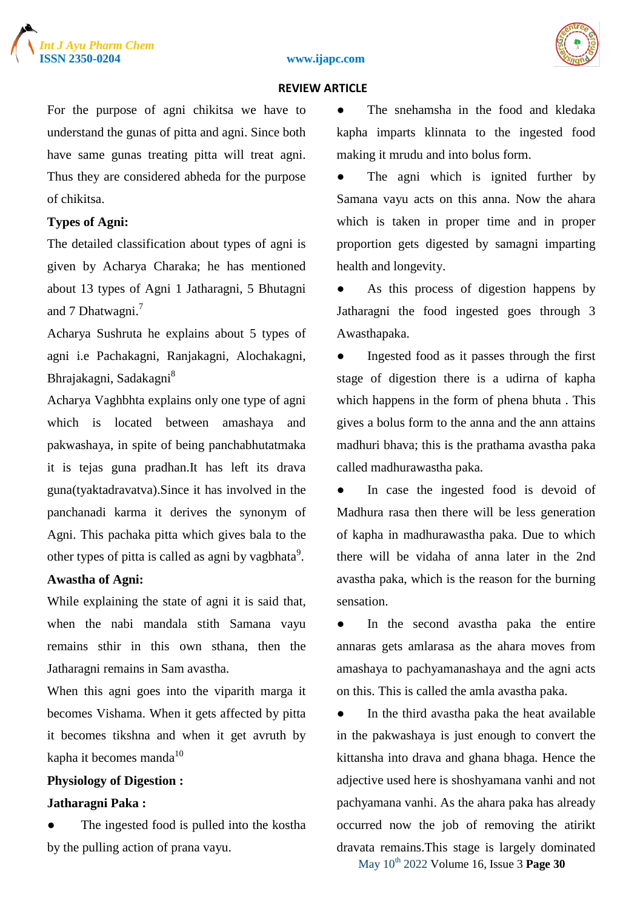For the purpose of agni chikitsa we have to understand the gunas of pitta and agni. Since both have same gunas treating pitta will treat agni. Thus they are considered abheda for the purpose of chikitsa.

**Types of Agni:**

The detailed classification about types of agni is given by Acharya Charaka; he has mentioned about 13 types of Agni 1 Jatharagni, 5 Bhutagni and 7 Dhatwagni.[7]

Acharya Sushruta he explains about 5 types of agni i.e Pachakagni, Ranjakagni, Alochakagni, Bhrajakagni, Sadakagni[8]

Acharya Vaghbhta explains only one type of agni which is located between amashaya and pakwashaya, in spite of being panchabhutatmaka it is tejas guna pradhan.It has left its drava guna(tyaktadravatva).Since it has involved in the panchanadi karma it derives the synonym of Agni. This pachaka pitta which gives bala to the other types of pitta is called as agni by vagbhata[9].

**Awastha of Agni:**

While explaining the state of agni it is said that, when the nabi mandala stith Samana vayu remains sthir in this own sthana, then the Jatharagni remains in Sam avastha.

When this agni goes into the viparith marga it becomes Vishama. When it gets affected by pitta it becomes tikshna and when it get avruth by kapha it becomes manda[10]

**Physiology of Digestion :**

**Jatharagni Paka :**

- The ingested food is pulled into the kostha by the pulling action of prana vayu.
- The snehamsha in the food and kledaka kapha imparts klinnata to the ingested food making it mrudu and into bolus form.
- The agni which is ignited further by Samana vayu acts on this anna. Now the ahara which is taken in proper time and in proper proportion gets digested by samagni imparting health and longevity.
- As this process of digestion happens by Jatharagni the food ingested goes through 3 Awasthapaka.
- Ingested food as it passes through the first stage of digestion there is a udirna of kapha which happens in the form of phena bhuta . This gives a bolus form to the anna and the ann attains madhuri bhava; this is the prathama avastha paka called madhurawastha paka.
- In case the ingested food is devoid of Madhura rasa then there will be less generation of kapha in madhurawastha paka. Due to which there will be vidaha of anna later in the 2nd avastha paka, which is the reason for the burning sensation.
- In the second avastha paka the entire annaras gets amlarasa as the ahara moves from amashaya to pachyamanashaya and the agni acts on this. This is called the amla avastha paka.
- In the third avastha paka the heat available in the pakwashaya is just enough to convert the kittansha into drava and ghana bhaga. Hence the adjective used here is shoshyamana vanhi and not pachyamana vanhi. As the ahara paka has already occurred now the job of removing the atirikt dravata remains.This stage is largely dominated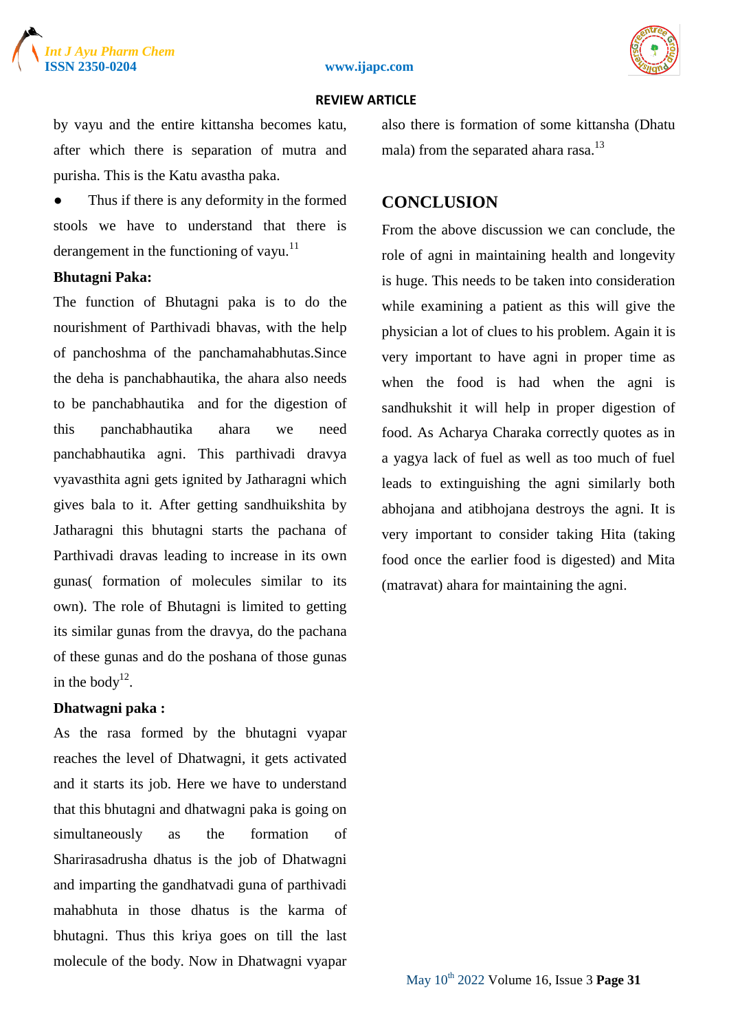by vayu and the entire kittansha becomes katu, after which there is separation of mutra and purisha. This is the Katu avastha paka.

- Thus if there is any deformity in the formed stools we have to understand that there is derangement in the functioning of vayu.[11]

**Bhutagni Paka:**

The function of Bhutagni paka is to do the nourishment of Parthivadi bhavas, with the help of panchoshma of the panchamahabhutas.Since the deha is panchabhautika, the ahara also needs to be panchabhautika and for the digestion of this panchabhautika ahara we need panchabhautika agni. This parthivadi dravya vyavasthita agni gets ignited by Jatharagni which gives bala to it. After getting sandhuikshita by Jatharagni this bhutagni starts the pachana of Parthivadi dravas leading to increase in its own gunas( formation of molecules similar to its own). The role of Bhutagni is limited to getting its similar gunas from the dravya, do the pachana of these gunas and do the poshana of those gunas in the body[12].

**Dhatwagni paka :**

As the rasa formed by the bhutagni vyapar reaches the level of Dhatwagni, it gets activated and it starts its job. Here we have to understand that this bhutagni and dhatwagni paka is going on simultaneously as the formation of Sharirasadrusha dhatus is the job of Dhatwagni and imparting the gandhatvadi guna of parthivadi mahabhuta in those dhatus is the karma of bhutagni. Thus this kriya goes on till the last molecule of the body. Now in Dhatwagni vyapar also there is formation of some kittansha (Dhatu mala) from the separated ahara rasa.[13]

## CONCLUSION

From the above discussion we can conclude, the role of agni in maintaining health and longevity is huge. This needs to be taken into consideration while examining a patient as this will give the physician a lot of clues to his problem. Again it is very important to have agni in proper time as when the food is had when the agni is sandhukshit it will help in proper digestion of food. As Acharya Charaka correctly quotes as in a yagya lack of fuel as well as too much of fuel leads to extinguishing the agni similarly both abhojana and atibhojana destroys the agni. It is very important to consider taking Hita (taking food once the earlier food is digested) and Mita (matravat) ahara for maintaining the agni.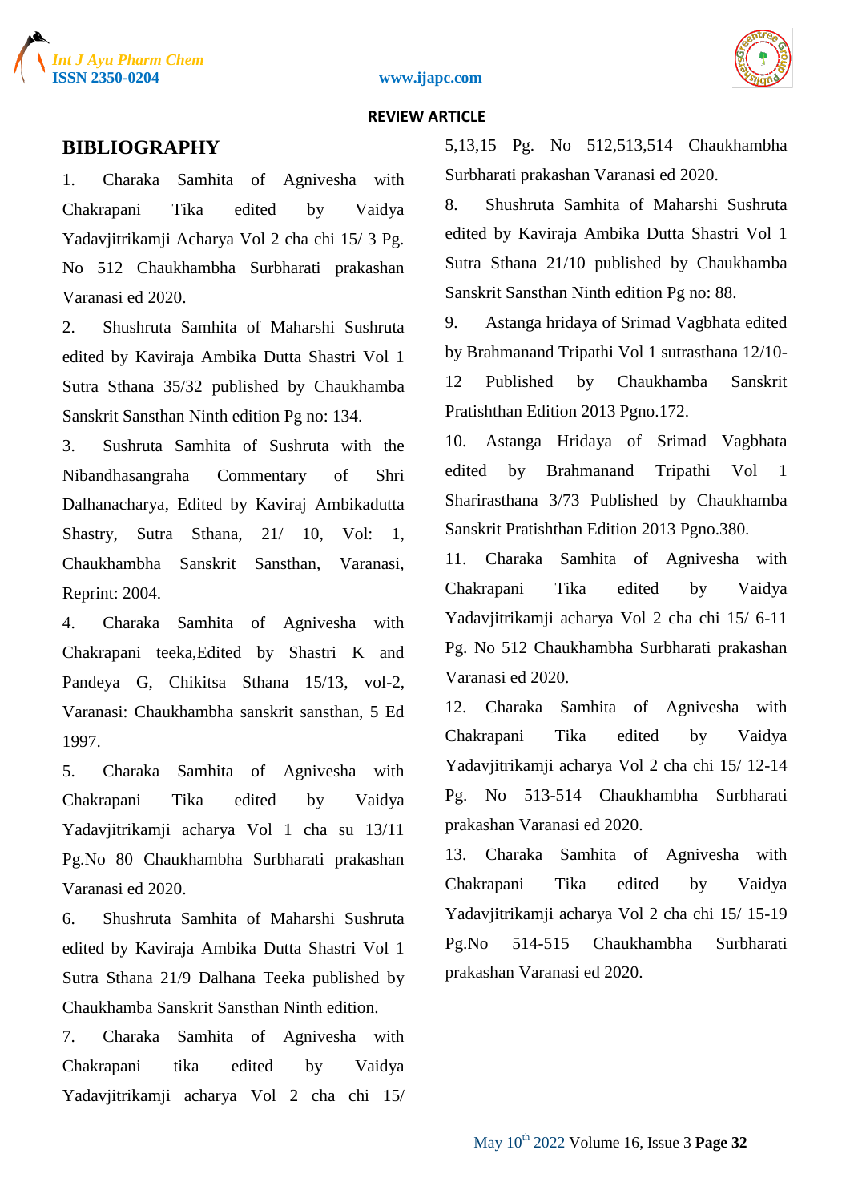## BIBLIOGRAPHY

1. Charaka Samhita of Agnivesha with Chakrapani Tika edited by Vaidya Yadavjitrikamji Acharya Vol 2 cha chi 15/ 3 Pg. No 512 Chaukhambha Surbharati prakashan Varanasi ed 2020.
2. Shushruta Samhita of Maharshi Sushruta edited by Kaviraja Ambika Dutta Shastri Vol 1 Sutra Sthana 35/32 published by Chaukhamba Sanskrit Sansthan Ninth edition Pg no: 134.
3. Sushruta Samhita of Sushruta with the Nibandhasangraha Commentary of Shri Dalhanacharya, Edited by Kaviraj Ambikadutta Shastry, Sutra Sthana, 21/ 10, Vol: 1, Chaukhambha Sanskrit Sansthan, Varanasi, Reprint: 2004.
4. Charaka Samhita of Agnivesha with Chakrapani teeka,Edited by Shastri K and Pandeya G, Chikitsa Sthana 15/13, vol-2, Varanasi: Chaukhambha sanskrit sansthan, 5 Ed 1997.
5. Charaka Samhita of Agnivesha with Chakrapani Tika edited by Vaidya Yadavjitrikamji acharya Vol 1 cha su 13/11 Pg.No 80 Chaukhambha Surbharati prakashan Varanasi ed 2020.
6. Shushruta Samhita of Maharshi Sushruta edited by Kaviraja Ambika Dutta Shastri Vol 1 Sutra Sthana 21/9 Dalhana Teeka published by Chaukhamba Sanskrit Sansthan Ninth edition.
7. Charaka Samhita of Agnivesha with Chakrapani tika edited by Vaidya Yadavjitrikamji acharya Vol 2 cha chi 15/ 5,13,15 Pg. No 512,513,514 Chaukhambha Surbharati prakashan Varanasi ed 2020.
8. Shushruta Samhita of Maharshi Sushruta edited by Kaviraja Ambika Dutta Shastri Vol 1 Sutra Sthana 21/10 published by Chaukhamba Sanskrit Sansthan Ninth edition Pg no: 88.
9. Astanga hridaya of Srimad Vagbhata edited by Brahmanand Tripathi Vol 1 sutrasthana 12/10-12 Published by Chaukhamba Sanskrit Pratishthan Edition 2013 Pgno.172.
10. Astanga Hridaya of Srimad Vagbhata edited by Brahmanand Tripathi Vol 1 Sharirasthana 3/73 Published by Chaukhamba Sanskrit Pratishthan Edition 2013 Pgno.380.
11. Charaka Samhita of Agnivesha with Chakrapani Tika edited by Vaidya Yadavjitrikamji acharya Vol 2 cha chi 15/ 6-11 Pg. No 512 Chaukhambha Surbharati prakashan Varanasi ed 2020.
12. Charaka Samhita of Agnivesha with Chakrapani Tika edited by Vaidya Yadavjitrikamji acharya Vol 2 cha chi 15/ 12-14 Pg. No 513-514 Chaukhambha Surbharati prakashan Varanasi ed 2020.
13. Charaka Samhita of Agnivesha with Chakrapani Tika edited by Vaidya Yadavjitrikamji acharya Vol 2 cha chi 15/ 15-19 Pg.No 514-515 Chaukhambha Surbharati prakashan Varanasi ed 2020.